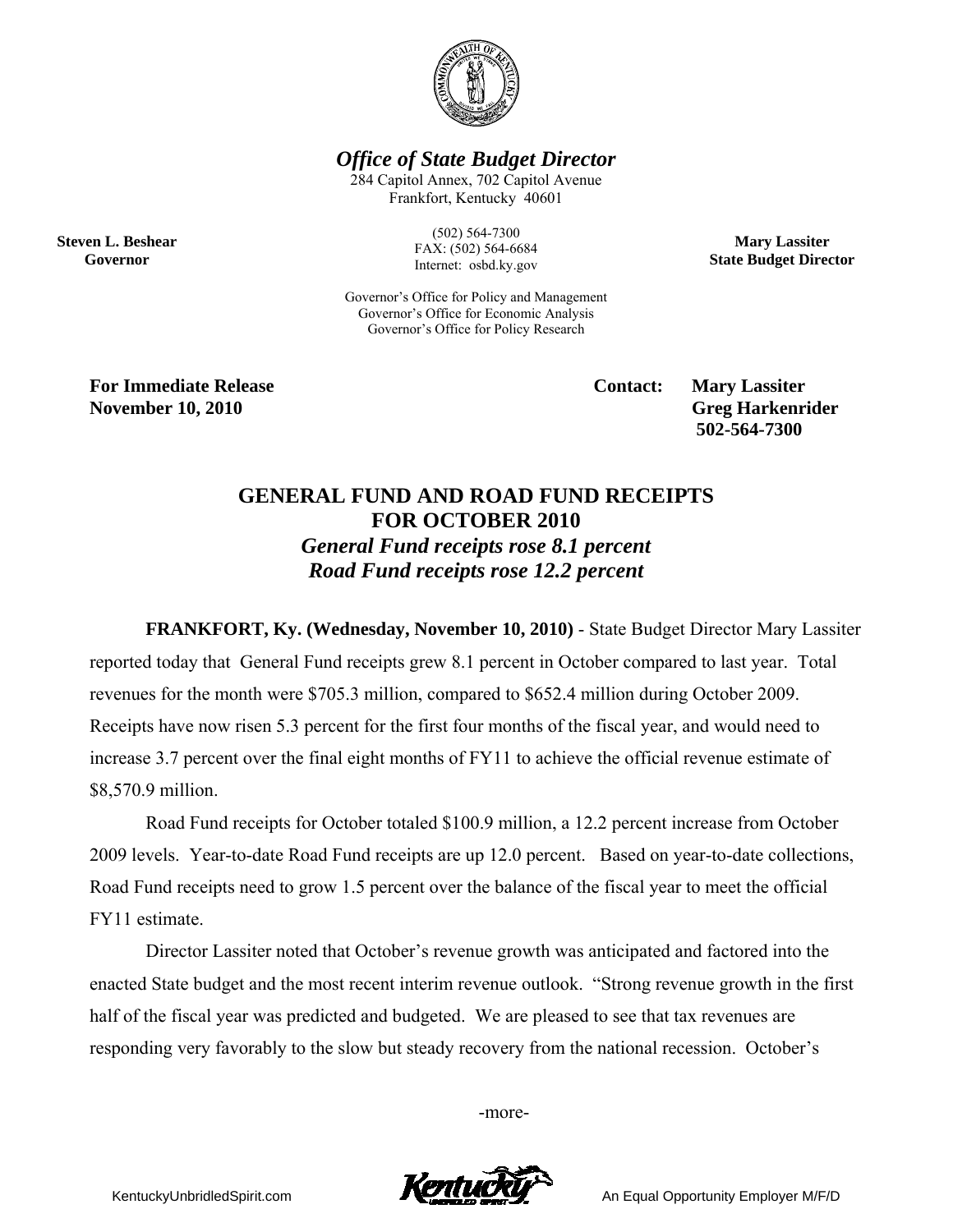**Office of State Budget Director**

284 Capitol Annex, 702 Capitol Avenue
Frankfort, Kentucky 40601

(502) 564-7300
FAX: (502) 564-6684
Internet: osbd.ky.gov

**Steven L. Beshear**
**Governor**

**Mary Lassiter**
**State Budget Director**

Governor's Office for Policy and Management
Governor's Office for Economic Analysis
Governor's Office for Policy Research

**For Immediate Release**
**November 10, 2010**

**Contact: Mary Lassiter**
**Greg Harkenrider**
**502-564-7300**

# GENERAL FUND AND ROAD FUND RECEIPTS FOR OCTOBER 2010

***General Fund receipts rose 8.1 percent***
***Road Fund receipts rose 12.2 percent***

**FRANKFORT, Ky. (Wednesday, November 10, 2010)** - State Budget Director Mary Lassiter reported today that General Fund receipts grew 8.1 percent in October compared to last year. Total revenues for the month were $705.3 million, compared to $652.4 million during October 2009. Receipts have now risen 5.3 percent for the first four months of the fiscal year, and would need to increase 3.7 percent over the final eight months of FY11 to achieve the official revenue estimate of $8,570.9 million.

Road Fund receipts for October totaled $100.9 million, a 12.2 percent increase from October 2009 levels. Year-to-date Road Fund receipts are up 12.0 percent. Based on year-to-date collections, Road Fund receipts need to grow 1.5 percent over the balance of the fiscal year to meet the official FY11 estimate.

Director Lassiter noted that October's revenue growth was anticipated and factored into the enacted State budget and the most recent interim revenue outlook. "Strong revenue growth in the first half of the fiscal year was predicted and budgeted. We are pleased to see that tax revenues are responding very favorably to the slow but steady recovery from the national recession. October's

-more-

KentuckyUnbridledSpirit.com An Equal Opportunity Employer M/F/D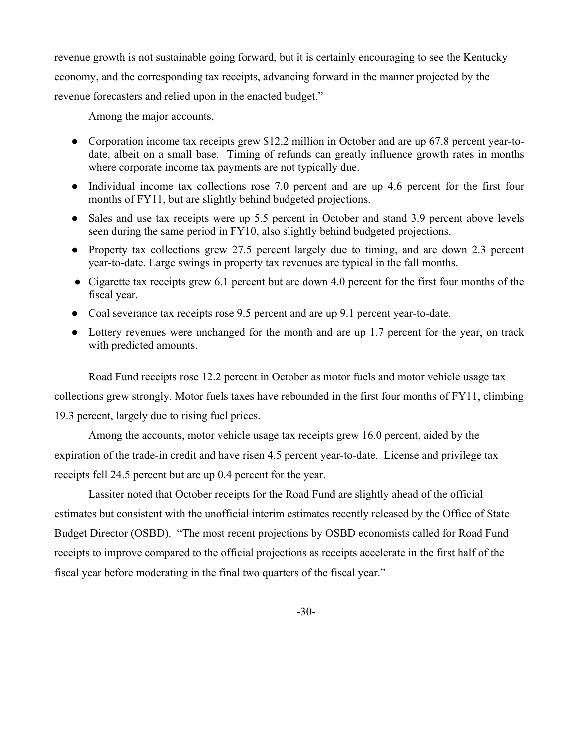revenue growth is not sustainable going forward, but it is certainly encouraging to see the Kentucky economy, and the corresponding tax receipts, advancing forward in the manner projected by the revenue forecasters and relied upon in the enacted budget."

Among the major accounts,

- Corporation income tax receipts grew $12.2 million in October and are up 67.8 percent year-to-date, albeit on a small base. Timing of refunds can greatly influence growth rates in months where corporate income tax payments are not typically due.
- Individual income tax collections rose 7.0 percent and are up 4.6 percent for the first four months of FY11, but are slightly behind budgeted projections.
- Sales and use tax receipts were up 5.5 percent in October and stand 3.9 percent above levels seen during the same period in FY10, also slightly behind budgeted projections.
- Property tax collections grew 27.5 percent largely due to timing, and are down 2.3 percent year-to-date. Large swings in property tax revenues are typical in the fall months.
- Cigarette tax receipts grew 6.1 percent but are down 4.0 percent for the first four months of the fiscal year.
- Coal severance tax receipts rose 9.5 percent and are up 9.1 percent year-to-date.
- Lottery revenues were unchanged for the month and are up 1.7 percent for the year, on track with predicted amounts.

Road Fund receipts rose 12.2 percent in October as motor fuels and motor vehicle usage tax collections grew strongly. Motor fuels taxes have rebounded in the first four months of FY11, climbing 19.3 percent, largely due to rising fuel prices.

Among the accounts, motor vehicle usage tax receipts grew 16.0 percent, aided by the expiration of the trade-in credit and have risen 4.5 percent year-to-date. License and privilege tax receipts fell 24.5 percent but are up 0.4 percent for the year.

Lassiter noted that October receipts for the Road Fund are slightly ahead of the official estimates but consistent with the unofficial interim estimates recently released by the Office of State Budget Director (OSBD). "The most recent projections by OSBD economists called for Road Fund receipts to improve compared to the official projections as receipts accelerate in the first half of the fiscal year before moderating in the final two quarters of the fiscal year."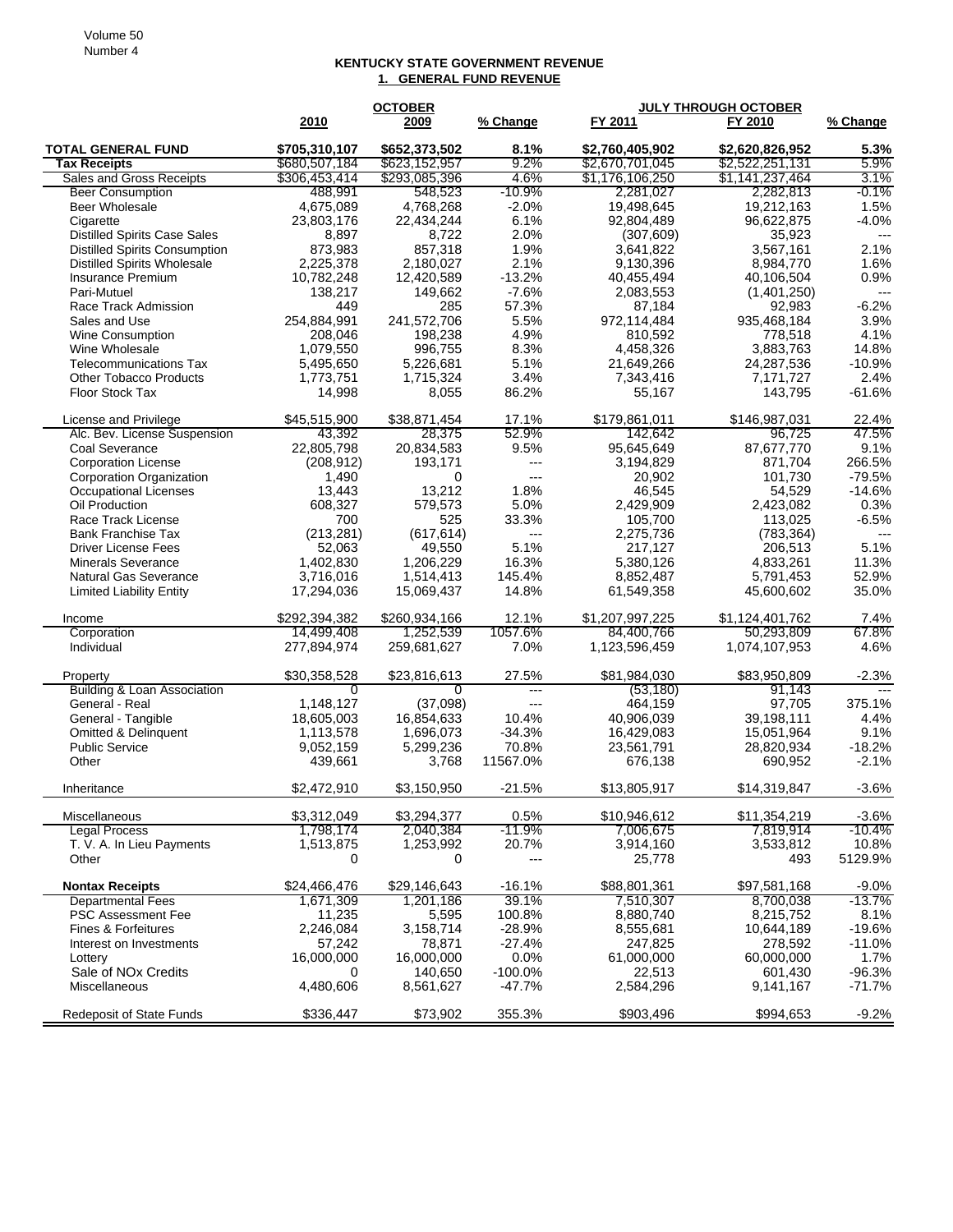### KENTUCKY STATE GOVERNMENT REVENUE
### 1. GENERAL FUND REVENUE

| | OCTOBER | | | JULY THROUGH OCTOBER | | |
|---|---|---|---|---|---|---|
| | 2010 | 2009 | % Change | FY 2011 | FY 2010 | % Change |
| **TOTAL GENERAL FUND** | **$705,310,107** | **$652,373,502** | **8.1%** | **$2,760,405,902** | **$2,620,826,952** | **5.3%** |
| **Tax Receipts** | $680,507,184 | $623,152,957 | 9.2% | $2,670,701,045 | $2,522,251,131 | 5.9% |
| Sales and Gross Receipts | $306,453,414 | $293,085,396 | 4.6% | $1,176,106,250 | $1,141,237,464 | 3.1% |
| Beer Consumption | 488,991 | 548,523 | -10.9% | 2,281,027 | 2,282,813 | -0.1% |
| Beer Wholesale | 4,675,089 | 4,768,268 | -2.0% | 19,498,645 | 19,212,163 | 1.5% |
| Cigarette | 23,803,176 | 22,434,244 | 6.1% | 92,804,489 | 96,622,875 | -4.0% |
| Distilled Spirits Case Sales | 8,897 | 8,722 | 2.0% | (307,609) | 35,923 | --- |
| Distilled Spirits Consumption | 873,983 | 857,318 | 1.9% | 3,641,822 | 3,567,161 | 2.1% |
| Distilled Spirits Wholesale | 2,225,378 | 2,180,027 | 2.1% | 9,130,396 | 8,984,770 | 1.6% |
| Insurance Premium | 10,782,248 | 12,420,589 | -13.2% | 40,455,494 | 40,106,504 | 0.9% |
| Pari-Mutuel | 138,217 | 149,662 | -7.6% | 2,083,553 | (1,401,250) | --- |
| Race Track Admission | 449 | 285 | 57.3% | 87,184 | 92,983 | -6.2% |
| Sales and Use | 254,884,991 | 241,572,706 | 5.5% | 972,114,484 | 935,468,184 | 3.9% |
| Wine Consumption | 208,046 | 198,238 | 4.9% | 810,592 | 778,518 | 4.1% |
| Wine Wholesale | 1,079,550 | 996,755 | 8.3% | 4,458,326 | 3,883,763 | 14.8% |
| Telecommunications Tax | 5,495,650 | 5,226,681 | 5.1% | 21,649,266 | 24,287,536 | -10.9% |
| Other Tobacco Products | 1,773,751 | 1,715,324 | 3.4% | 7,343,416 | 7,171,727 | 2.4% |
| Floor Stock Tax | 14,998 | 8,055 | 86.2% | 55,167 | 143,795 | -61.6% |
| | | | | | | |
| License and Privilege | $45,515,900 | $38,871,454 | 17.1% | $179,861,011 | $146,987,031 | 22.4% |
| Alc. Bev. License Suspension | 43,392 | 28,375 | 52.9% | 142,642 | 96,725 | 47.5% |
| Coal Severance | 22,805,798 | 20,834,583 | 9.5% | 95,645,649 | 87,677,770 | 9.1% |
| Corporation License | (208,912) | 193,171 | --- | 3,194,829 | 871,704 | 266.5% |
| Corporation Organization | 1,490 | 0 | --- | 20,902 | 101,730 | -79.5% |
| Occupational Licenses | 13,443 | 13,212 | 1.8% | 46,545 | 54,529 | -14.6% |
| Oil Production | 608,327 | 579,573 | 5.0% | 2,429,909 | 2,423,082 | 0.3% |
| Race Track License | 700 | 525 | 33.3% | 105,700 | 113,025 | -6.5% |
| Bank Franchise Tax | (213,281) | (617,614) | --- | 2,275,736 | (783,364) | --- |
| Driver License Fees | 52,063 | 49,550 | 5.1% | 217,127 | 206,513 | 5.1% |
| Minerals Severance | 1,402,830 | 1,206,229 | 16.3% | 5,380,126 | 4,833,261 | 11.3% |
| Natural Gas Severance | 3,716,016 | 1,514,413 | 145.4% | 8,852,487 | 5,791,453 | 52.9% |
| Limited Liability Entity | 17,294,036 | 15,069,437 | 14.8% | 61,549,358 | 45,600,602 | 35.0% |
| | | | | | | |
| Income | $292,394,382 | $260,934,166 | 12.1% | $1,207,997,225 | $1,124,401,762 | 7.4% |
| Corporation | 14,499,408 | 1,252,539 | 1057.6% | 84,400,766 | 50,293,809 | 67.8% |
| Individual | 277,894,974 | 259,681,627 | 7.0% | 1,123,596,459 | 1,074,107,953 | 4.6% |
| | | | | | | |
| Property | $30,358,528 | $23,816,613 | 27.5% | $81,984,030 | $83,950,809 | -2.3% |
| Building & Loan Association | 0 | 0 | --- | (53,180) | 91,143 | --- |
| General - Real | 1,148,127 | (37,098) | --- | 464,159 | 97,705 | 375.1% |
| General - Tangible | 18,605,003 | 16,854,633 | 10.4% | 40,906,039 | 39,198,111 | 4.4% |
| Omitted & Delinquent | 1,113,578 | 1,696,073 | -34.3% | 16,429,083 | 15,051,964 | 9.1% |
| Public Service | 9,052,159 | 5,299,236 | 70.8% | 23,561,791 | 28,820,934 | -18.2% |
| Other | 439,661 | 3,768 | 11567.0% | 676,138 | 690,952 | -2.1% |
| | | | | | | |
| Inheritance | $2,472,910 | $3,150,950 | -21.5% | $13,805,917 | $14,319,847 | -3.6% |
| | | | | | | |
| Miscellaneous | $3,312,049 | $3,294,377 | 0.5% | $10,946,612 | $11,354,219 | -3.6% |
| Legal Process | 1,798,174 | 2,040,384 | -11.9% | 7,006,675 | 7,819,914 | -10.4% |
| T. V. A. In Lieu Payments | 1,513,875 | 1,253,992 | 20.7% | 3,914,160 | 3,533,812 | 10.8% |
| Other | 0 | 0 | --- | 25,778 | 493 | 5129.9% |
| | | | | | | |
| **Nontax Receipts** | $24,466,476 | $29,146,643 | -16.1% | $88,801,361 | $97,581,168 | -9.0% |
| Departmental Fees | 1,671,309 | 1,201,186 | 39.1% | 7,510,307 | 8,700,038 | -13.7% |
| PSC Assessment Fee | 11,235 | 5,595 | 100.8% | 8,880,740 | 8,215,752 | 8.1% |
| Fines & Forfeitures | 2,246,084 | 3,158,714 | -28.9% | 8,555,681 | 10,644,189 | -19.6% |
| Interest on Investments | 57,242 | 78,871 | -27.4% | 247,825 | 278,592 | -11.0% |
| Lottery | 16,000,000 | 16,000,000 | 0.0% | 61,000,000 | 60,000,000 | 1.7% |
| Sale of NOx Credits | 0 | 140,650 | -100.0% | 22,513 | 601,430 | -96.3% |
| Miscellaneous | 4,480,606 | 8,561,627 | -47.7% | 2,584,296 | 9,141,167 | -71.7% |
| | | | | | | |
| Redeposit of State Funds | $336,447 | $73,902 | 355.3% | $903,496 | $994,653 | -9.2% |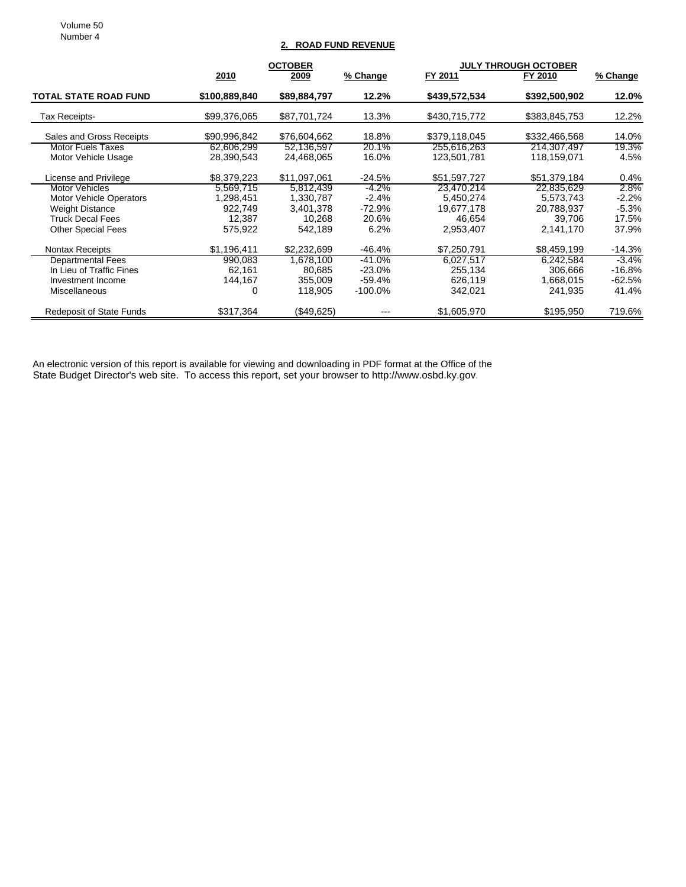## 2. ROAD FUND REVENUE

| | OCTOBER | | | JULY THROUGH OCTOBER | | |
|---|---|---|---|---|---|---|
| | 2010 | 2009 | % Change | FY 2011 | FY 2010 | % Change |
| **TOTAL STATE ROAD FUND** | **$100,889,840** | **$89,884,797** | **12.2%** | **$439,572,534** | **$392,500,902** | **12.0%** |
| Tax Receipts- | $99,376,065 | $87,701,724 | 13.3% | $430,715,772 | $383,845,753 | 12.2% |
| Sales and Gross Receipts | $90,996,842 | $76,604,662 | 18.8% | $379,118,045 | $332,466,568 | 14.0% |
| Motor Fuels Taxes | 62,606,299 | 52,136,597 | 20.1% | 255,616,263 | 214,307,497 | 19.3% |
| Motor Vehicle Usage | 28,390,543 | 24,468,065 | 16.0% | 123,501,781 | 118,159,071 | 4.5% |
| License and Privilege | $8,379,223 | $11,097,061 | -24.5% | $51,597,727 | $51,379,184 | 0.4% |
| Motor Vehicles | 5,569,715 | 5,812,439 | -4.2% | 23,470,214 | 22,835,629 | 2.8% |
| Motor Vehicle Operators | 1,298,451 | 1,330,787 | -2.4% | 5,450,274 | 5,573,743 | -2.2% |
| Weight Distance | 922,749 | 3,401,378 | -72.9% | 19,677,178 | 20,788,937 | -5.3% |
| Truck Decal Fees | 12,387 | 10,268 | 20.6% | 46,654 | 39,706 | 17.5% |
| Other Special Fees | 575,922 | 542,189 | 6.2% | 2,953,407 | 2,141,170 | 37.9% |
| Nontax Receipts | $1,196,411 | $2,232,699 | -46.4% | $7,250,791 | $8,459,199 | -14.3% |
| Departmental Fees | 990,083 | 1,678,100 | -41.0% | 6,027,517 | 6,242,584 | -3.4% |
| In Lieu of Traffic Fines | 62,161 | 80,685 | -23.0% | 255,134 | 306,666 | -16.8% |
| Investment Income | 144,167 | 355,009 | -59.4% | 626,119 | 1,668,015 | -62.5% |
| Miscellaneous | 0 | 118,905 | -100.0% | 342,021 | 241,935 | 41.4% |
| Redeposit of State Funds | $317,364 | ($49,625) | --- | $1,605,970 | $195,950 | 719.6% |

An electronic version of this report is available for viewing and downloading in PDF format at the Office of the State Budget Director's web site. To access this report, set your browser to http://www.osbd.ky.gov.